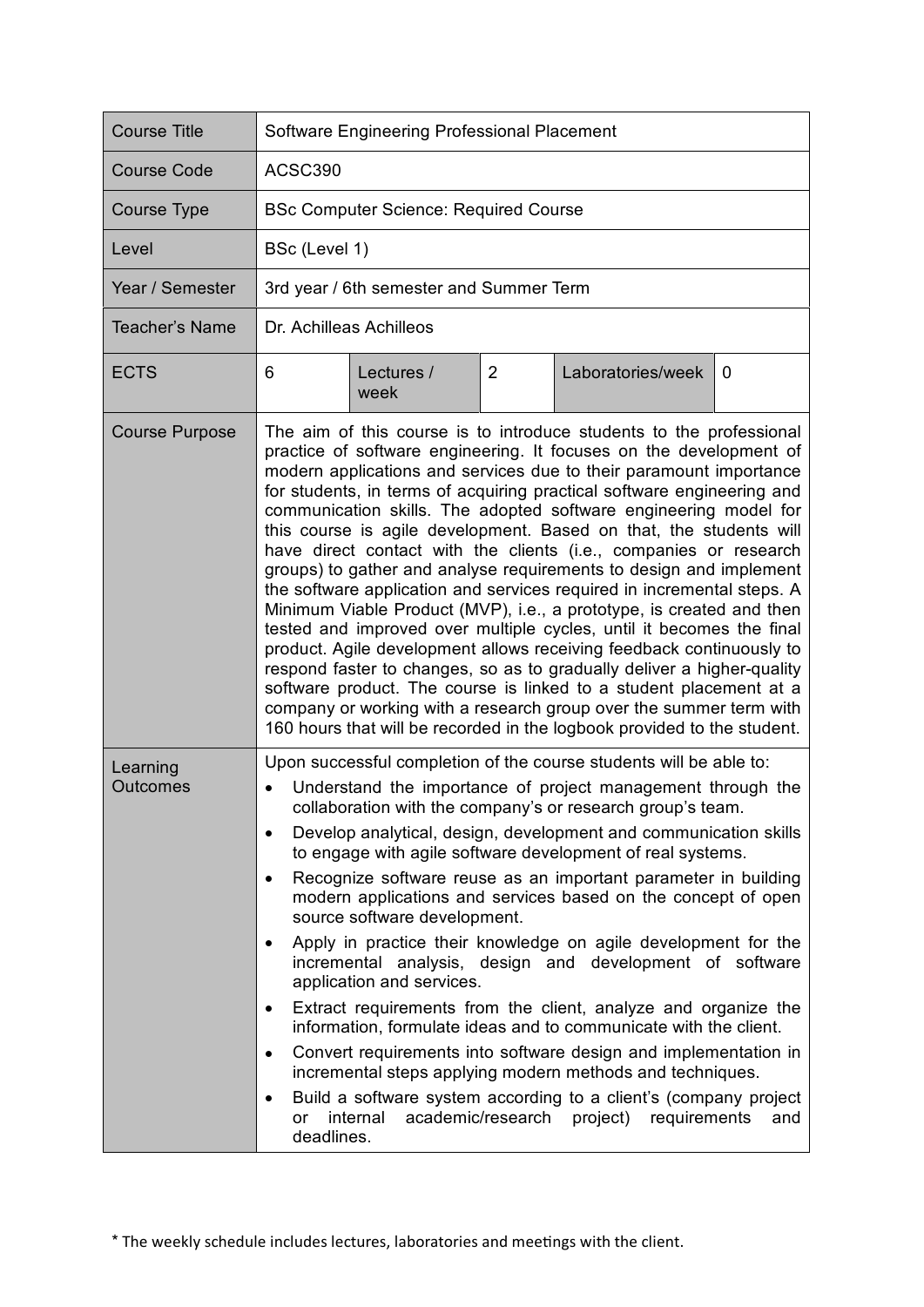| Course Title | Software Engineering Professional Placement | | | | |
|---|---|---|---|---|---|
| Course Code | ACSC390 | | | | |
| Course Type | BSc Computer Science: Required Course | | | | |
| Level | BSc (Level 1) | | | | |
| Year / Semester | 3rd year / 6th semester and Summer Term | | | | |
| Teacher's Name | Dr. Achilleas Achilleos | | | | |
| ECTS | 6 | Lectures / week | 2 | Laboratories/week | 0 |
| Course Purpose | The aim of this course is to introduce students to the professional practice of software engineering. It focuses on the development of modern applications and services due to their paramount importance for students, in terms of acquiring practical software engineering and communication skills. The adopted software engineering model for this course is agile development. Based on that, the students will have direct contact with the clients (i.e., companies or research groups) to gather and analyse requirements to design and implement the software application and services required in incremental steps. A Minimum Viable Product (MVP), i.e., a prototype, is created and then tested and improved over multiple cycles, until it becomes the final product. Agile development allows receiving feedback continuously to respond faster to changes, so as to gradually deliver a higher-quality software product. The course is linked to a student placement at a company or working with a research group over the summer term with 160 hours that will be recorded in the logbook provided to the student. | | | | |
| Learning Outcomes | Upon successful completion of the course students will be able to:<br>• Understand the importance of project management through the collaboration with the company's or research group's team.<br>• Develop analytical, design, development and communication skills to engage with agile software development of real systems.<br>• Recognize software reuse as an important parameter in building modern applications and services based on the concept of open source software development.<br>• Apply in practice their knowledge on agile development for the incremental analysis, design and development of software application and services.<br>• Extract requirements from the client, analyze and organize the information, formulate ideas and to communicate with the client.<br>• Convert requirements into software design and implementation in incremental steps applying modern methods and techniques.<br>• Build a software system according to a client's (company project or internal academic/research project) requirements and deadlines. | | | | |

* The weekly schedule includes lectures, laboratories and meetings with the client.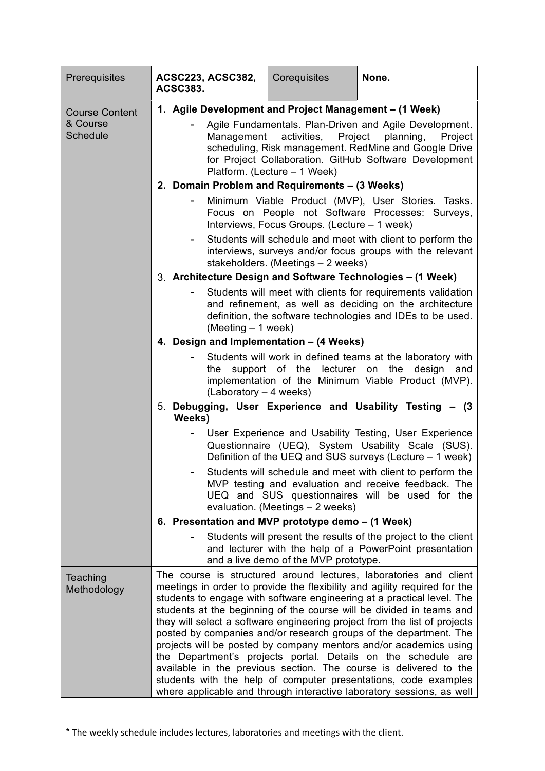| Prerequisites | **ACSC223, ACSC382, ACSC383.** | Corequisites | **None.** |
| --- | --- | --- | --- |
| Course Content & Course Schedule | **1. Agile Development and Project Management – (1 Week)**<br>- Agile Fundamentals. Plan-Driven and Agile Development. Management activities, Project planning, Project scheduling, Risk management. RedMine and Google Drive for Project Collaboration. GitHub Software Development Platform. (Lecture – 1 Week)<br>**2. Domain Problem and Requirements – (3 Weeks)**<br>- Minimum Viable Product (MVP), User Stories. Tasks. Focus on People not Software Processes: Surveys, Interviews, Focus Groups. (Lecture – 1 week)<br>- Students will schedule and meet with client to perform the interviews, surveys and/or focus groups with the relevant stakeholders. (Meetings – 2 weeks)<br>3. **Architecture Design and Software Technologies – (1 Week)**<br>- Students will meet with clients for requirements validation and refinement, as well as deciding on the architecture definition, the software technologies and IDEs to be used. (Meeting – 1 week)<br>**4. Design and Implementation – (4 Weeks)**<br>- Students will work in defined teams at the laboratory with the support of the lecturer on the design and implementation of the Minimum Viable Product (MVP). (Laboratory – 4 weeks)<br>5. **Debugging, User Experience and Usability Testing – (3 Weeks)**<br>- User Experience and Usability Testing, User Experience Questionnaire (UEQ), System Usability Scale (SUS). Definition of the UEQ and SUS surveys (Lecture – 1 week)<br>- Students will schedule and meet with client to perform the MVP testing and evaluation and receive feedback. The UEQ and SUS questionnaires will be used for the evaluation. (Meetings – 2 weeks)<br>**6. Presentation and MVP prototype demo – (1 Week)**<br>- Students will present the results of the project to the client and lecturer with the help of a PowerPoint presentation and a live demo of the MVP prototype. | | |
| Teaching Methodology | The course is structured around lectures, laboratories and client meetings in order to provide the flexibility and agility required for the students to engage with software engineering at a practical level. The students at the beginning of the course will be divided in teams and they will select a software engineering project from the list of projects posted by companies and/or research groups of the department. The projects will be posted by company mentors and/or academics using the Department's projects portal. Details on the schedule are available in the previous section. The course is delivered to the students with the help of computer presentations, code examples where applicable and through interactive laboratory sessions, as well | | |

* The weekly schedule includes lectures, laboratories and meetings with the client.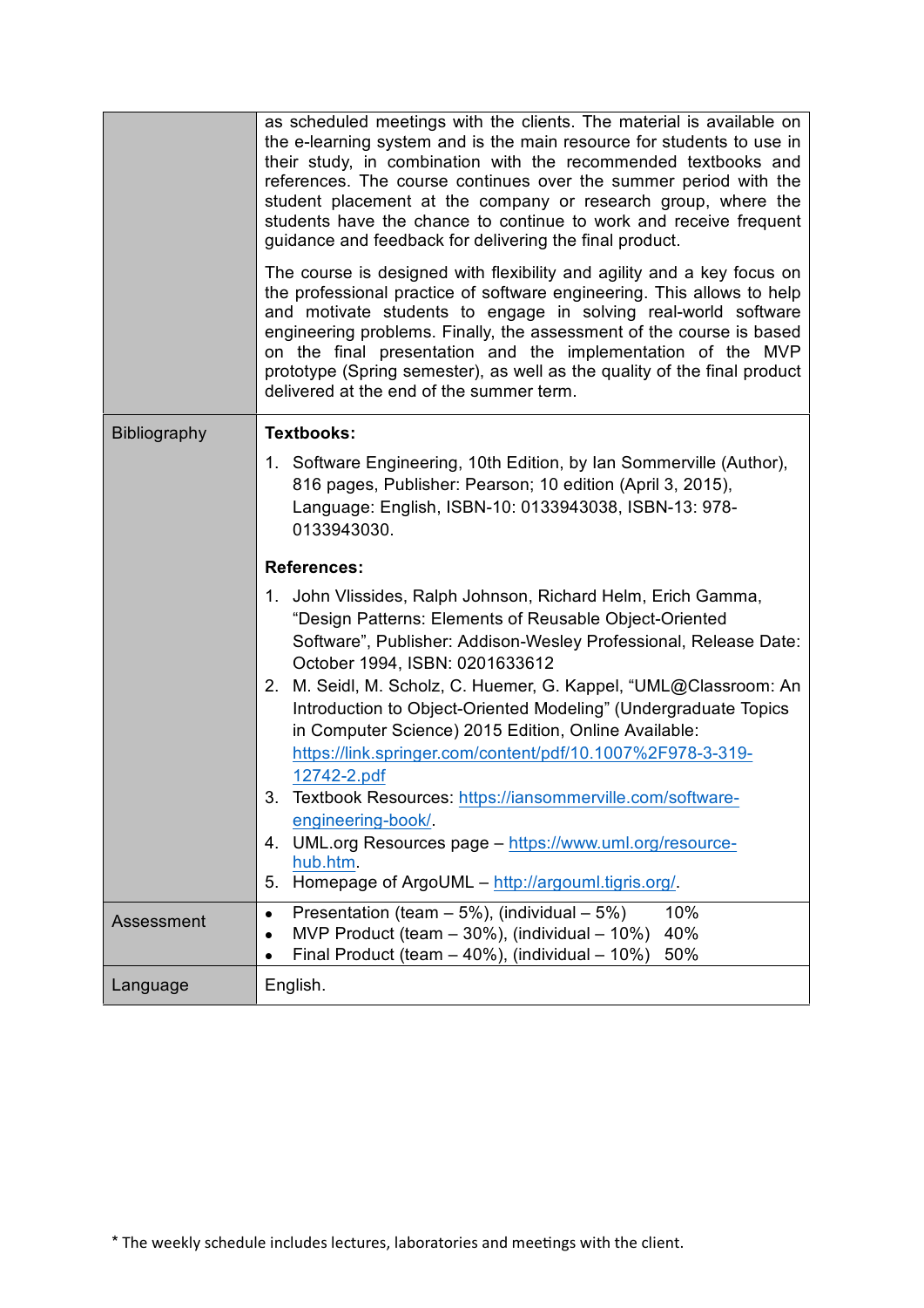| | |
|---|---|
| | as scheduled meetings with the clients. The material is available on the e-learning system and is the main resource for students to use in their study, in combination with the recommended textbooks and references. The course continues over the summer period with the student placement at the company or research group, where the students have the chance to continue to work and receive frequent guidance and feedback for delivering the final product.<br><br>The course is designed with flexibility and agility and a key focus on the professional practice of software engineering. This allows to help and motivate students to engage in solving real-world software engineering problems. Finally, the assessment of the course is based on the final presentation and the implementation of the MVP prototype (Spring semester), as well as the quality of the final product delivered at the end of the summer term. |
| Bibliography | **Textbooks:**<br><br>1. Software Engineering, 10th Edition, by Ian Sommerville (Author), 816 pages, Publisher: Pearson; 10 edition (April 3, 2015), Language: English, ISBN-10: 0133943038, ISBN-13: 978-0133943030.<br><br>**References:**<br><br>1. John Vlissides, Ralph Johnson, Richard Helm, Erich Gamma, "Design Patterns: Elements of Reusable Object-Oriented Software", Publisher: Addison-Wesley Professional, Release Date: October 1994, ISBN: 0201633612<br>2. M. Seidl, M. Scholz, C. Huemer, G. Kappel, "UML@Classroom: An Introduction to Object-Oriented Modeling" (Undergraduate Topics in Computer Science) 2015 Edition, Online Available: https://link.springer.com/content/pdf/10.1007%2F978-3-319-12742-2.pdf<br>3. Textbook Resources: https://iansommerville.com/software-engineering-book/.<br>4. UML.org Resources page – https://www.uml.org/resource-hub.htm.<br>5. Homepage of ArgoUML – http://argouml.tigris.org/. |
| Assessment | • Presentation (team – 5%), (individual – 5%) 10%<br>• MVP Product (team – 30%), (individual – 10%) 40%<br>• Final Product (team – 40%), (individual – 10%) 50% |
| Language | English. |

* The weekly schedule includes lectures, laboratories and meetings with the client.